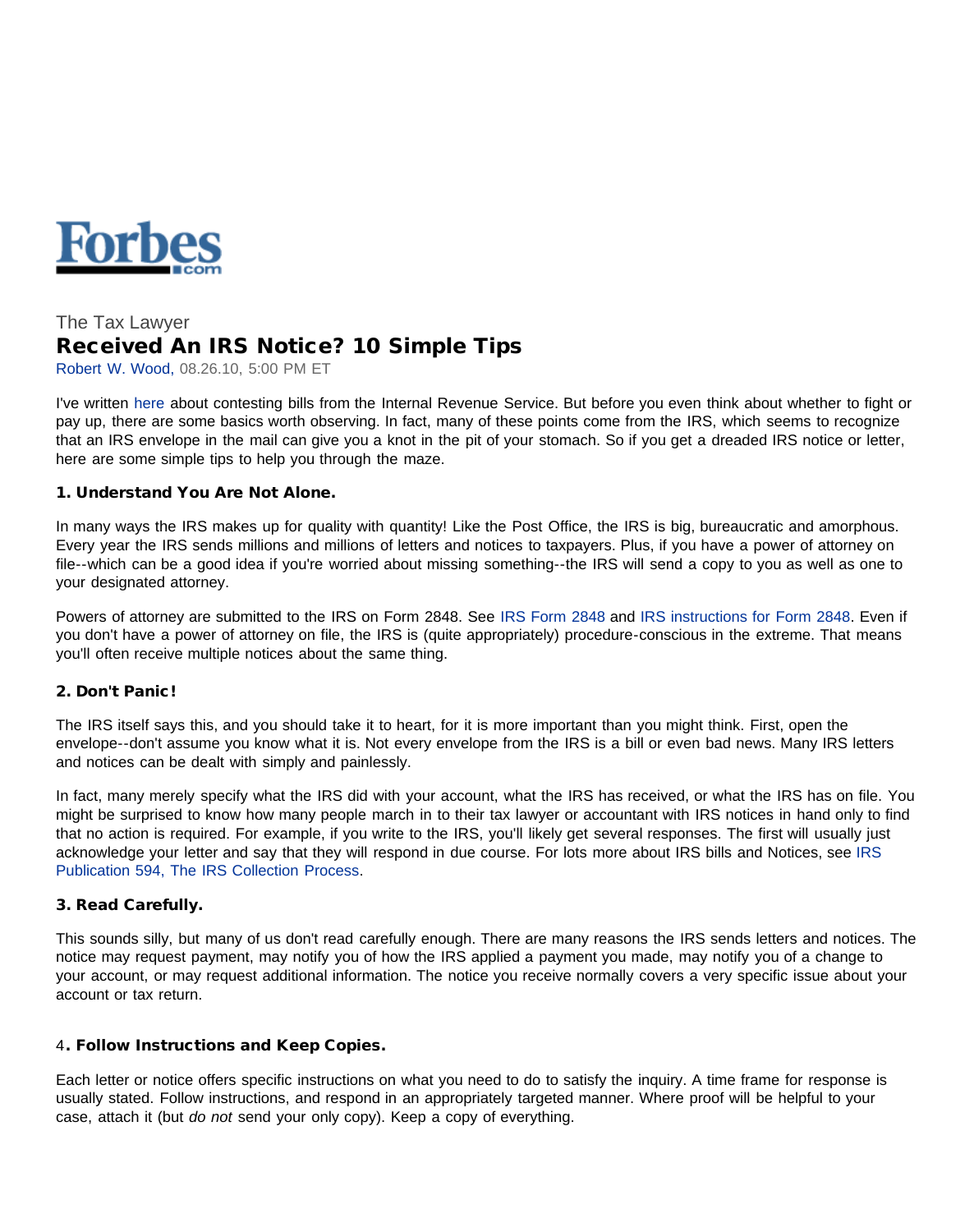Forbes.com

The Tax Lawyer

# Received An IRS Notice? 10 Simple Tips

Robert W. Wood, 08.26.10, 5:00 PM ET

I've written here about contesting bills from the Internal Revenue Service. But before you even think about whether to fight or pay up, there are some basics worth observing. In fact, many of these points come from the IRS, which seems to recognize that an IRS envelope in the mail can give you a knot in the pit of your stomach. So if you get a dreaded IRS notice or letter, here are some simple tips to help you through the maze.

### 1. Understand You Are Not Alone.

In many ways the IRS makes up for quality with quantity! Like the Post Office, the IRS is big, bureaucratic and amorphous. Every year the IRS sends millions and millions of letters and notices to taxpayers. Plus, if you have a power of attorney on file--which can be a good idea if you're worried about missing something--the IRS will send a copy to you as well as one to your designated attorney.

Powers of attorney are submitted to the IRS on Form 2848. See IRS Form 2848 and IRS instructions for Form 2848. Even if you don't have a power of attorney on file, the IRS is (quite appropriately) procedure-conscious in the extreme. That means you'll often receive multiple notices about the same thing.

### 2. Don't Panic!

The IRS itself says this, and you should take it to heart, for it is more important than you might think. First, open the envelope--don't assume you know what it is. Not every envelope from the IRS is a bill or even bad news. Many IRS letters and notices can be dealt with simply and painlessly.

In fact, many merely specify what the IRS did with your account, what the IRS has received, or what the IRS has on file. You might be surprised to know how many people march in to their tax lawyer or accountant with IRS notices in hand only to find that no action is required. For example, if you write to the IRS, you'll likely get several responses. The first will usually just acknowledge your letter and say that they will respond in due course. For lots more about IRS bills and Notices, see IRS Publication 594, The IRS Collection Process.

### 3. Read Carefully.

This sounds silly, but many of us don't read carefully enough. There are many reasons the IRS sends letters and notices. The notice may request payment, may notify you of how the IRS applied a payment you made, may notify you of a change to your account, or may request additional information. The notice you receive normally covers a very specific issue about your account or tax return.

### 4. Follow Instructions and Keep Copies.

Each letter or notice offers specific instructions on what you need to do to satisfy the inquiry. A time frame for response is usually stated. Follow instructions, and respond in an appropriately targeted manner. Where proof will be helpful to your case, attach it (but *do not* send your only copy). Keep a copy of everything.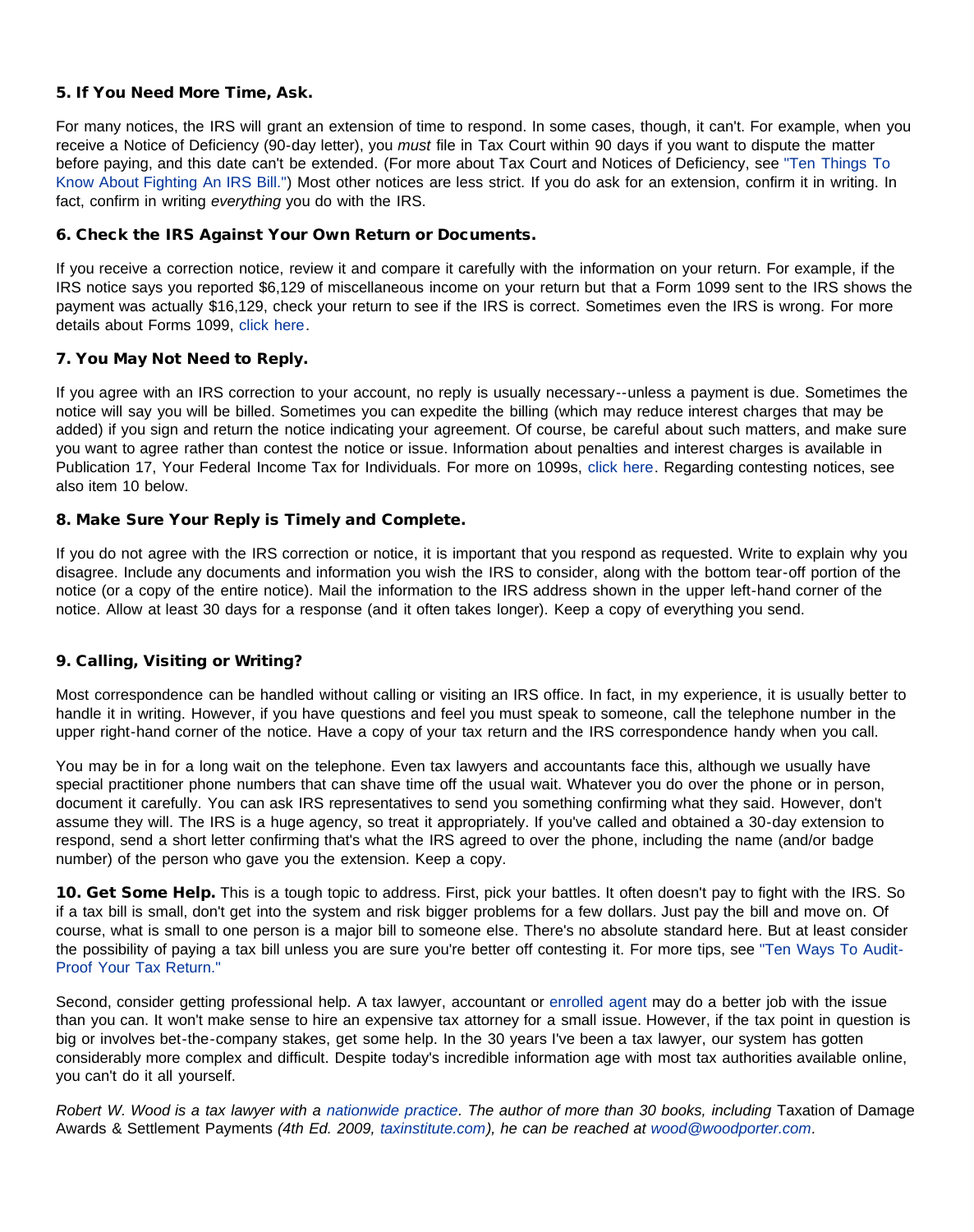### 5. If You Need More Time, Ask.

For many notices, the IRS will grant an extension of time to respond. In some cases, though, it can't. For example, when you receive a Notice of Deficiency (90-day letter), you *must* file in Tax Court within 90 days if you want to dispute the matter before paying, and this date can't be extended. (For more about Tax Court and Notices of Deficiency, see "Ten Things To Know About Fighting An IRS Bill.") Most other notices are less strict. If you do ask for an extension, confirm it in writing. In fact, confirm in writing *everything* you do with the IRS.

### 6. Check the IRS Against Your Own Return or Documents.

If you receive a correction notice, review it and compare it carefully with the information on your return. For example, if the IRS notice says you reported $6,129 of miscellaneous income on your return but that a Form 1099 sent to the IRS shows the payment was actually $16,129, check your return to see if the IRS is correct. Sometimes even the IRS is wrong. For more details about Forms 1099, click here.

### 7. You May Not Need to Reply.

If you agree with an IRS correction to your account, no reply is usually necessary--unless a payment is due. Sometimes the notice will say you will be billed. Sometimes you can expedite the billing (which may reduce interest charges that may be added) if you sign and return the notice indicating your agreement. Of course, be careful about such matters, and make sure you want to agree rather than contest the notice or issue. Information about penalties and interest charges is available in Publication 17, Your Federal Income Tax for Individuals. For more on 1099s, click here. Regarding contesting notices, see also item 10 below.

### 8. Make Sure Your Reply is Timely and Complete.

If you do not agree with the IRS correction or notice, it is important that you respond as requested. Write to explain why you disagree. Include any documents and information you wish the IRS to consider, along with the bottom tear-off portion of the notice (or a copy of the entire notice). Mail the information to the IRS address shown in the upper left-hand corner of the notice. Allow at least 30 days for a response (and it often takes longer). Keep a copy of everything you send.

### 9. Calling, Visiting or Writing?

Most correspondence can be handled without calling or visiting an IRS office. In fact, in my experience, it is usually better to handle it in writing. However, if you have questions and feel you must speak to someone, call the telephone number in the upper right-hand corner of the notice. Have a copy of your tax return and the IRS correspondence handy when you call.

You may be in for a long wait on the telephone. Even tax lawyers and accountants face this, although we usually have special practitioner phone numbers that can shave time off the usual wait. Whatever you do over the phone or in person, document it carefully. You can ask IRS representatives to send you something confirming what they said. However, don't assume they will. The IRS is a huge agency, so treat it appropriately. If you've called and obtained a 30-day extension to respond, send a short letter confirming that's what the IRS agreed to over the phone, including the name (and/or badge number) of the person who gave you the extension. Keep a copy.

**10. Get Some Help.** This is a tough topic to address. First, pick your battles. It often doesn't pay to fight with the IRS. So if a tax bill is small, don't get into the system and risk bigger problems for a few dollars. Just pay the bill and move on. Of course, what is small to one person is a major bill to someone else. There's no absolute standard here. But at least consider the possibility of paying a tax bill unless you are sure you're better off contesting it. For more tips, see "Ten Ways To Audit-Proof Your Tax Return."

Second, consider getting professional help. A tax lawyer, accountant or enrolled agent may do a better job with the issue than you can. It won't make sense to hire an expensive tax attorney for a small issue. However, if the tax point in question is big or involves bet-the-company stakes, get some help. In the 30 years I've been a tax lawyer, our system has gotten considerably more complex and difficult. Despite today's incredible information age with most tax authorities available online, you can't do it all yourself.

*Robert W. Wood is a tax lawyer with a nationwide practice. The author of more than 30 books, including* Taxation of Damage Awards & Settlement Payments *(4th Ed. 2009, taxinstitute.com), he can be reached at wood@woodporter.com.*